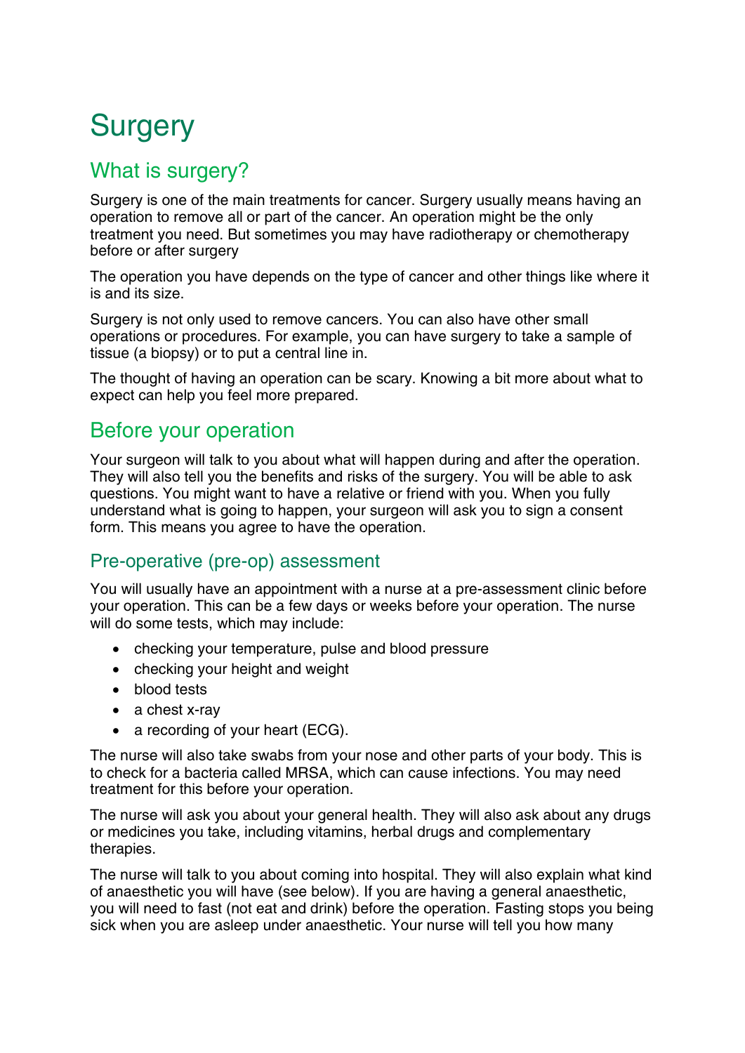# Surgery

## What is surgery?

Surgery is one of the main treatments for cancer. Surgery usually means having an operation to remove all or part of the cancer. An operation might be the only treatment you need. But sometimes you may have radiotherapy or chemotherapy before or after surgery

The operation you have depends on the type of cancer and other things like where it is and its size.

Surgery is not only used to remove cancers. You can also have other small operations or procedures. For example, you can have surgery to take a sample of tissue (a biopsy) or to put a central line in.

The thought of having an operation can be scary. Knowing a bit more about what to expect can help you feel more prepared.

## Before your operation

Your surgeon will talk to you about what will happen during and after the operation. They will also tell you the benefits and risks of the surgery. You will be able to ask questions. You might want to have a relative or friend with you. When you fully understand what is going to happen, your surgeon will ask you to sign a consent form. This means you agree to have the operation.

### Pre-operative (pre-op) assessment

You will usually have an appointment with a nurse at a pre-assessment clinic before your operation. This can be a few days or weeks before your operation. The nurse will do some tests, which may include:

- checking your temperature, pulse and blood pressure
- checking your height and weight
- blood tests
- a chest x-ray
- a recording of your heart (ECG).

The nurse will also take swabs from your nose and other parts of your body. This is to check for a bacteria called MRSA, which can cause infections. You may need treatment for this before your operation.

The nurse will ask you about your general health. They will also ask about any drugs or medicines you take, including vitamins, herbal drugs and complementary therapies.

The nurse will talk to you about coming into hospital. They will also explain what kind of anaesthetic you will have (see below). If you are having a general anaesthetic, you will need to fast (not eat and drink) before the operation. Fasting stops you being sick when you are asleep under anaesthetic. Your nurse will tell you how many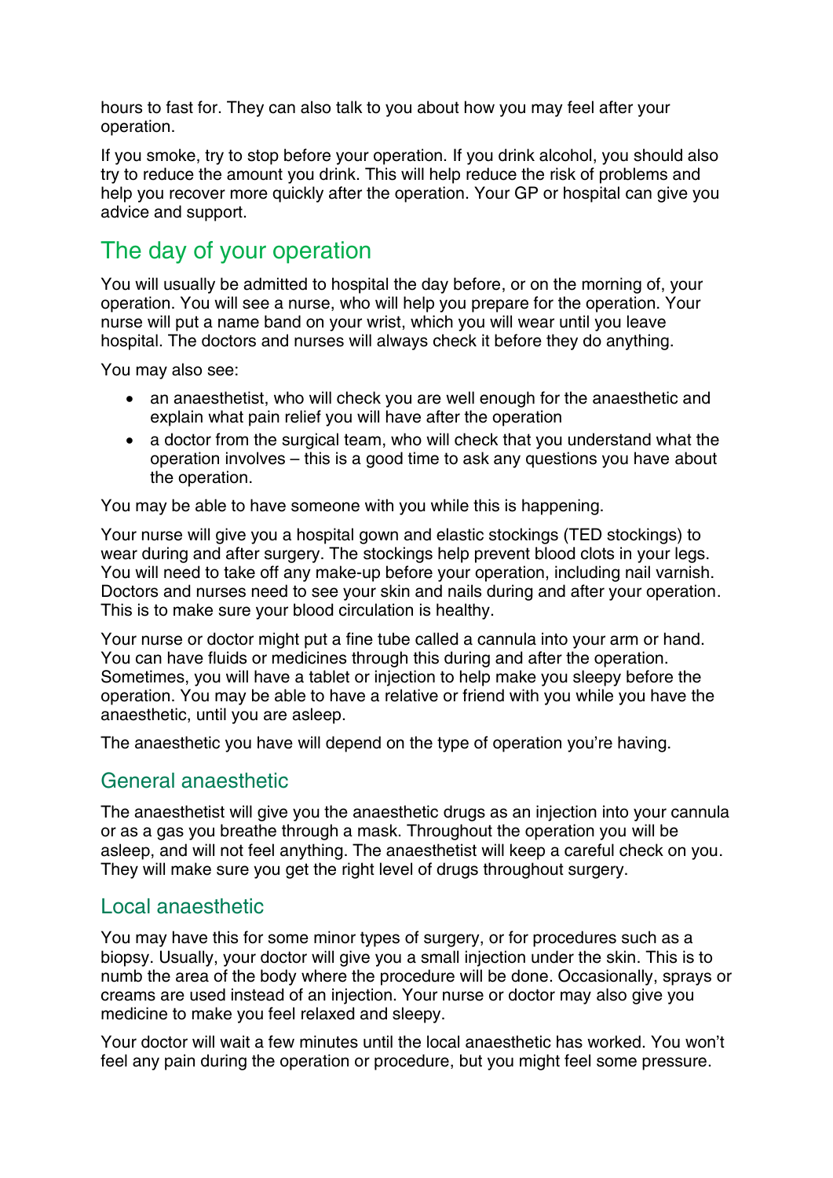hours to fast for. They can also talk to you about how you may feel after your operation.

If you smoke, try to stop before your operation. If you drink alcohol, you should also try to reduce the amount you drink. This will help reduce the risk of problems and help you recover more quickly after the operation. Your GP or hospital can give you advice and support.

## The day of your operation

You will usually be admitted to hospital the day before, or on the morning of, your operation. You will see a nurse, who will help you prepare for the operation. Your nurse will put a name band on your wrist, which you will wear until you leave hospital. The doctors and nurses will always check it before they do anything.

You may also see:

- an anaesthetist, who will check you are well enough for the anaesthetic and explain what pain relief you will have after the operation
- a doctor from the surgical team, who will check that you understand what the operation involves – this is a good time to ask any questions you have about the operation.

You may be able to have someone with you while this is happening.

Your nurse will give you a hospital gown and elastic stockings (TED stockings) to wear during and after surgery. The stockings help prevent blood clots in your legs. You will need to take off any make-up before your operation, including nail varnish. Doctors and nurses need to see your skin and nails during and after your operation. This is to make sure your blood circulation is healthy.

Your nurse or doctor might put a fine tube called a cannula into your arm or hand. You can have fluids or medicines through this during and after the operation. Sometimes, you will have a tablet or injection to help make you sleepy before the operation. You may be able to have a relative or friend with you while you have the anaesthetic, until you are asleep.

The anaesthetic you have will depend on the type of operation you're having.

### General anaesthetic

The anaesthetist will give you the anaesthetic drugs as an injection into your cannula or as a gas you breathe through a mask. Throughout the operation you will be asleep, and will not feel anything. The anaesthetist will keep a careful check on you. They will make sure you get the right level of drugs throughout surgery.

### Local anaesthetic

You may have this for some minor types of surgery, or for procedures such as a biopsy. Usually, your doctor will give you a small injection under the skin. This is to numb the area of the body where the procedure will be done. Occasionally, sprays or creams are used instead of an injection. Your nurse or doctor may also give you medicine to make you feel relaxed and sleepy.

Your doctor will wait a few minutes until the local anaesthetic has worked. You won't feel any pain during the operation or procedure, but you might feel some pressure.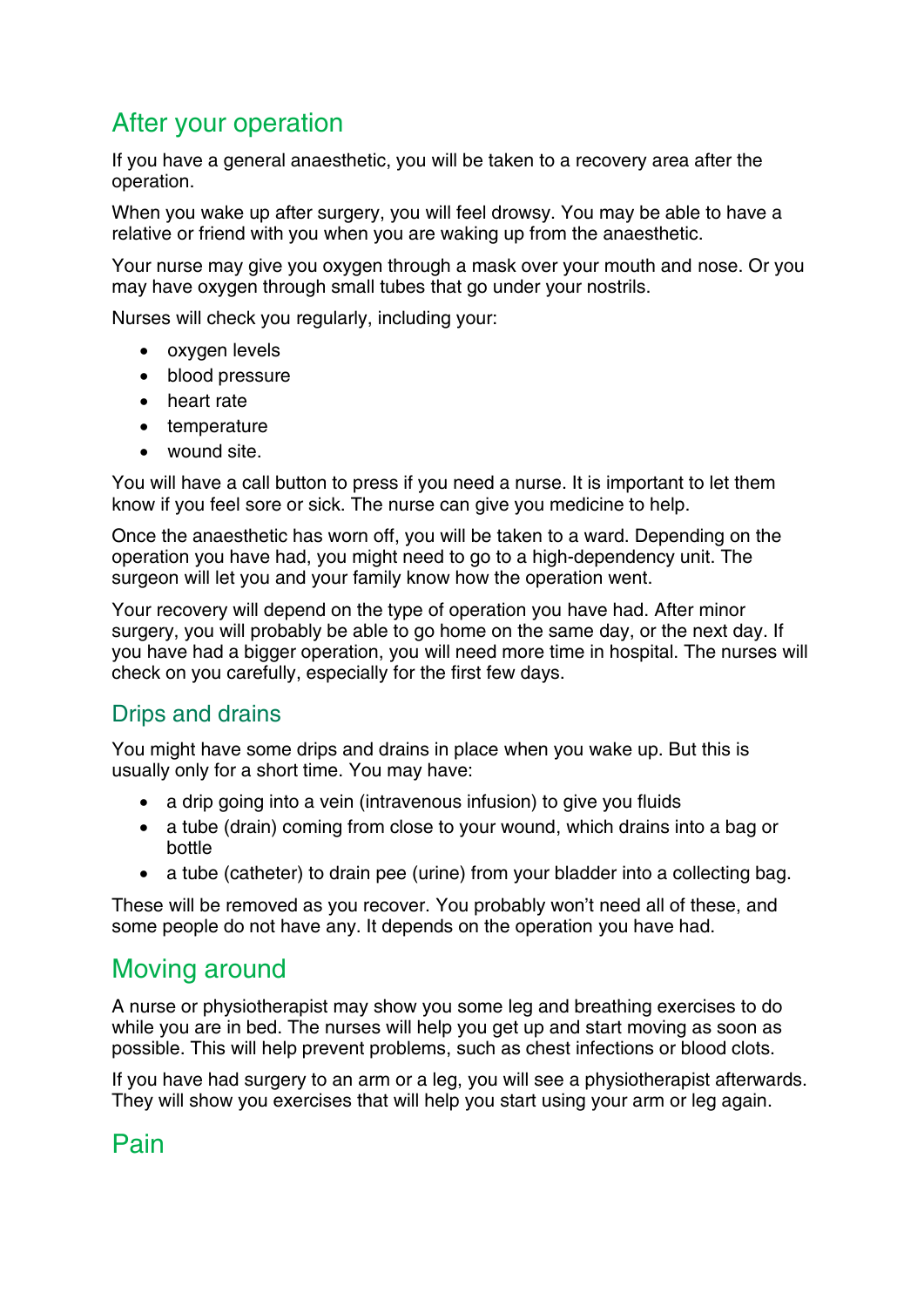## After your operation

If you have a general anaesthetic, you will be taken to a recovery area after the operation.

When you wake up after surgery, you will feel drowsy. You may be able to have a relative or friend with you when you are waking up from the anaesthetic.

Your nurse may give you oxygen through a mask over your mouth and nose. Or you may have oxygen through small tubes that go under your nostrils.

Nurses will check you regularly, including your:

- oxygen levels
- blood pressure
- heart rate
- temperature
- wound site.

You will have a call button to press if you need a nurse. It is important to let them know if you feel sore or sick. The nurse can give you medicine to help.

Once the anaesthetic has worn off, you will be taken to a ward. Depending on the operation you have had, you might need to go to a high-dependency unit. The surgeon will let you and your family know how the operation went.

Your recovery will depend on the type of operation you have had. After minor surgery, you will probably be able to go home on the same day, or the next day. If you have had a bigger operation, you will need more time in hospital. The nurses will check on you carefully, especially for the first few days.

### Drips and drains

You might have some drips and drains in place when you wake up. But this is usually only for a short time. You may have:

- a drip going into a vein (intravenous infusion) to give you fluids
- a tube (drain) coming from close to your wound, which drains into a bag or bottle
- a tube (catheter) to drain pee (urine) from your bladder into a collecting bag.

These will be removed as you recover. You probably won't need all of these, and some people do not have any. It depends on the operation you have had.

## Moving around

A nurse or physiotherapist may show you some leg and breathing exercises to do while you are in bed. The nurses will help you get up and start moving as soon as possible. This will help prevent problems, such as chest infections or blood clots.

If you have had surgery to an arm or a leg, you will see a physiotherapist afterwards. They will show you exercises that will help you start using your arm or leg again.

## Pain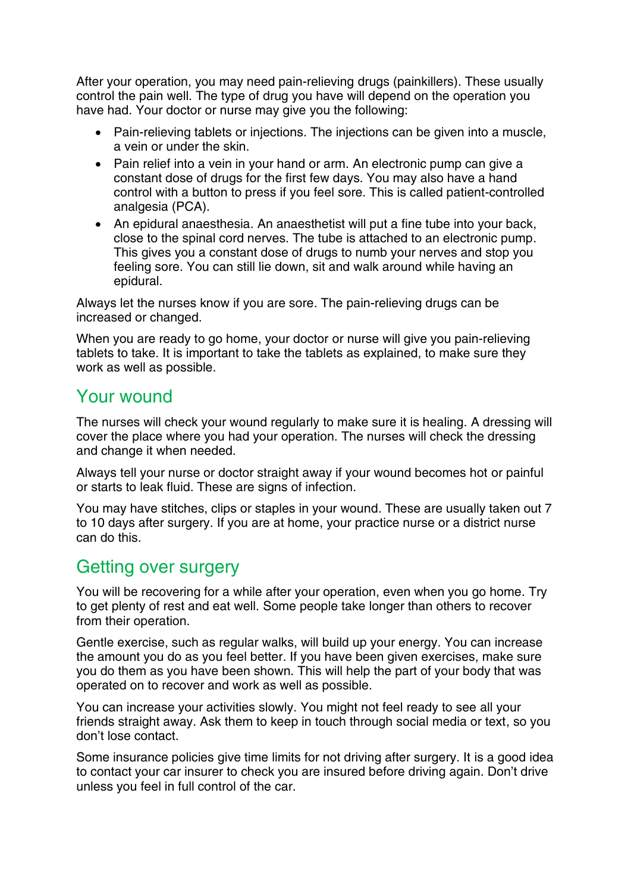After your operation, you may need pain-relieving drugs (painkillers). These usually control the pain well. The type of drug you have will depend on the operation you have had. Your doctor or nurse may give you the following:

- Pain-relieving tablets or injections. The injections can be given into a muscle, a vein or under the skin.
- Pain relief into a vein in your hand or arm. An electronic pump can give a constant dose of drugs for the first few days. You may also have a hand control with a button to press if you feel sore. This is called patient-controlled analgesia (PCA).
- An epidural anaesthesia. An anaesthetist will put a fine tube into your back, close to the spinal cord nerves. The tube is attached to an electronic pump. This gives you a constant dose of drugs to numb your nerves and stop you feeling sore. You can still lie down, sit and walk around while having an epidural.

Always let the nurses know if you are sore. The pain-relieving drugs can be increased or changed.

When you are ready to go home, your doctor or nurse will give you pain-relieving tablets to take. It is important to take the tablets as explained, to make sure they work as well as possible.

## Your wound

The nurses will check your wound regularly to make sure it is healing. A dressing will cover the place where you had your operation. The nurses will check the dressing and change it when needed.

Always tell your nurse or doctor straight away if your wound becomes hot or painful or starts to leak fluid. These are signs of infection.

You may have stitches, clips or staples in your wound. These are usually taken out 7 to 10 days after surgery. If you are at home, your practice nurse or a district nurse can do this.

## Getting over surgery

You will be recovering for a while after your operation, even when you go home. Try to get plenty of rest and eat well. Some people take longer than others to recover from their operation.

Gentle exercise, such as regular walks, will build up your energy. You can increase the amount you do as you feel better. If you have been given exercises, make sure you do them as you have been shown. This will help the part of your body that was operated on to recover and work as well as possible.

You can increase your activities slowly. You might not feel ready to see all your friends straight away. Ask them to keep in touch through social media or text, so you don't lose contact.

Some insurance policies give time limits for not driving after surgery. It is a good idea to contact your car insurer to check you are insured before driving again. Don't drive unless you feel in full control of the car.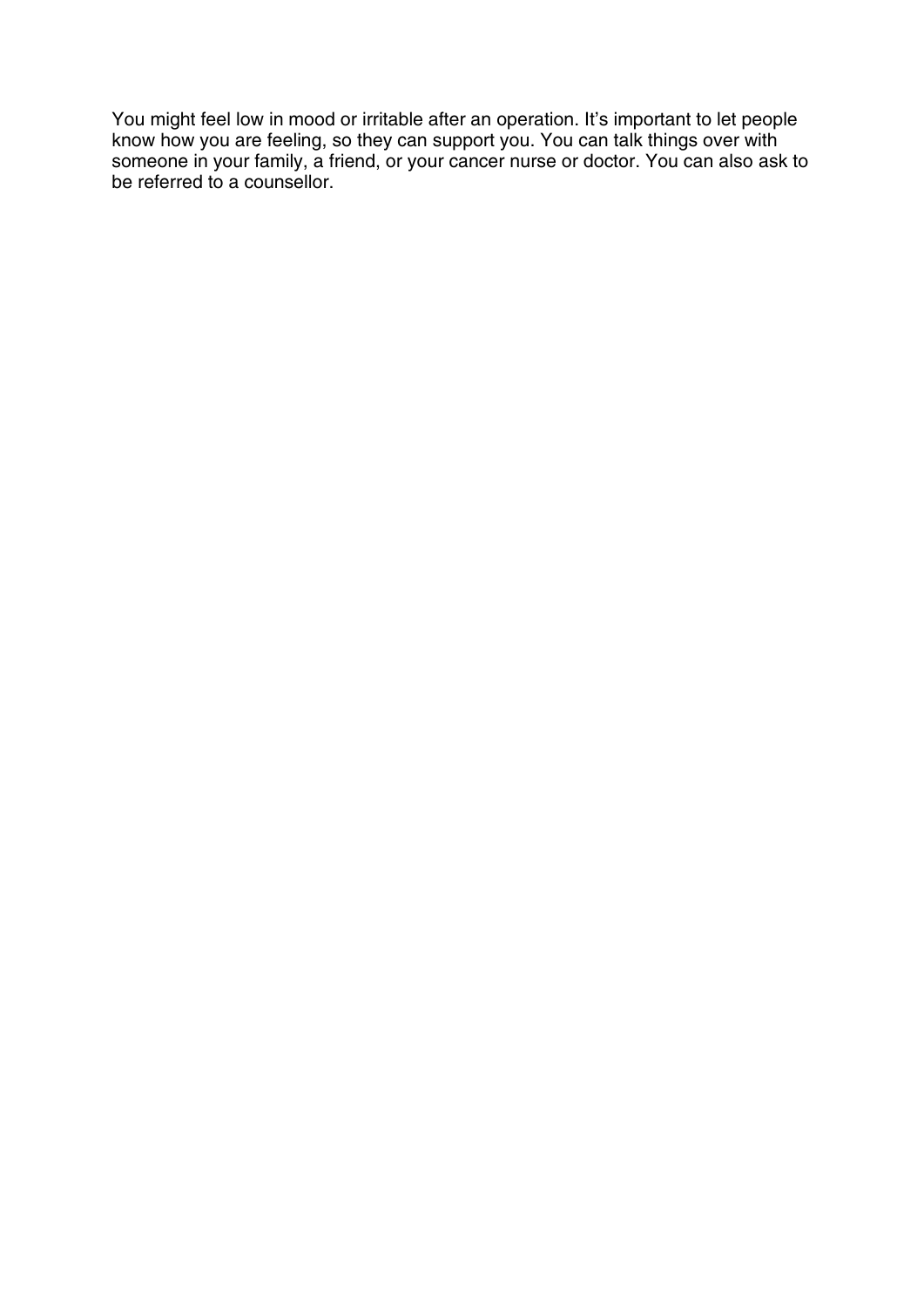You might feel low in mood or irritable after an operation. It's important to let people know how you are feeling, so they can support you. You can talk things over with someone in your family, a friend, or your cancer nurse or doctor. You can also ask to be referred to a counsellor.